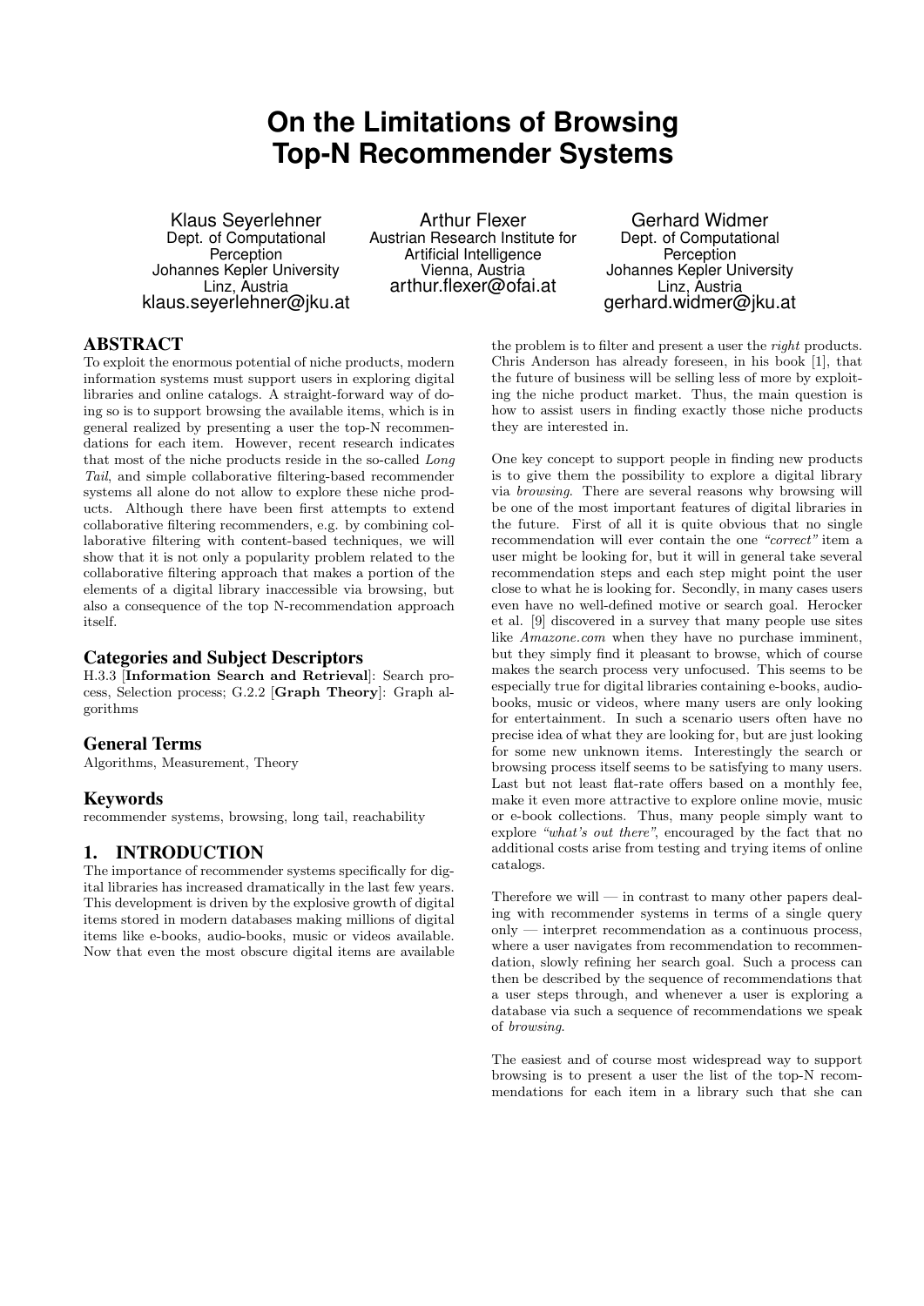# On the Limitations of Browsing Top-N Recommender Systems

Klaus Seyerlehner
Dept. of Computational Perception
Johannes Kepler University
Linz, Austria
klaus.seyerlehner@jku.at

Arthur Flexer
Austrian Research Institute for Artificial Intelligence
Vienna, Austria
arthur.flexer@ofai.at

Gerhard Widmer
Dept. of Computational Perception
Johannes Kepler University
Linz, Austria
gerhard.widmer@jku.at

## ABSTRACT

To exploit the enormous potential of niche products, modern information systems must support users in exploring digital libraries and online catalogs. A straight-forward way of doing so is to support browsing the available items, which is in general realized by presenting a user the top-N recommendations for each item. However, recent research indicates that most of the niche products reside in the so-called *Long Tail*, and simple collaborative filtering-based recommender systems all alone do not allow to explore these niche products. Although there have been first attempts to extend collaborative filtering recommenders, e.g. by combining collaborative filtering with content-based techniques, we will show that it is not only a popularity problem related to the collaborative filtering approach that makes a portion of the elements of a digital library inaccessible via browsing, but also a consequence of the top N-recommendation approach itself.

### Categories and Subject Descriptors

H.3.3 [**Information Search and Retrieval**]: Search process, Selection process; G.2.2 [**Graph Theory**]: Graph algorithms

### General Terms

Algorithms, Measurement, Theory

### Keywords

recommender systems, browsing, long tail, reachability

## 1. INTRODUCTION

The importance of recommender systems specifically for digital libraries has increased dramatically in the last few years. This development is driven by the explosive growth of digital items stored in modern databases making millions of digital items like e-books, audio-books, music or videos available. Now that even the most obscure digital items are available the problem is to filter and present a user the *right* products. Chris Anderson has already foreseen, in his book [1], that the future of business will be selling less of more by exploiting the niche product market. Thus, the main question is how to assist users in finding exactly those niche products they are interested in.

One key concept to support people in finding new products is to give them the possibility to explore a digital library via *browsing*. There are several reasons why browsing will be one of the most important features of digital libraries in the future. First of all it is quite obvious that no single recommendation will ever contain the one *"correct"* item a user might be looking for, but it will in general take several recommendation steps and each step might point the user close to what he is looking for. Secondly, in many cases users even have no well-defined motive or search goal. Herocker et al. [9] discovered in a survey that many people use sites like *Amazone.com* when they have no purchase imminent, but they simply find it pleasant to browse, which of course makes the search process very unfocused. This seems to be especially true for digital libraries containing e-books, audio-books, music or videos, where many users are only looking for entertainment. In such a scenario users often have no precise idea of what they are looking for, but are just looking for some new unknown items. Interestingly the search or browsing process itself seems to be satisfying to many users. Last but not least flat-rate offers based on a monthly fee, make it even more attractive to explore online movie, music or e-book collections. Thus, many people simply want to explore *"what's out there"*, encouraged by the fact that no additional costs arise from testing and trying items of online catalogs.

Therefore we will — in contrast to many other papers dealing with recommender systems in terms of a single query only — interpret recommendation as a continuous process, where a user navigates from recommendation to recommendation, slowly refining her search goal. Such a process can then be described by the sequence of recommendations that a user steps through, and whenever a user is exploring a database via such a sequence of recommendations we speak of *browsing*.

The easiest and of course most widespread way to support browsing is to present a user the list of the top-N recommendations for each item in a library such that she can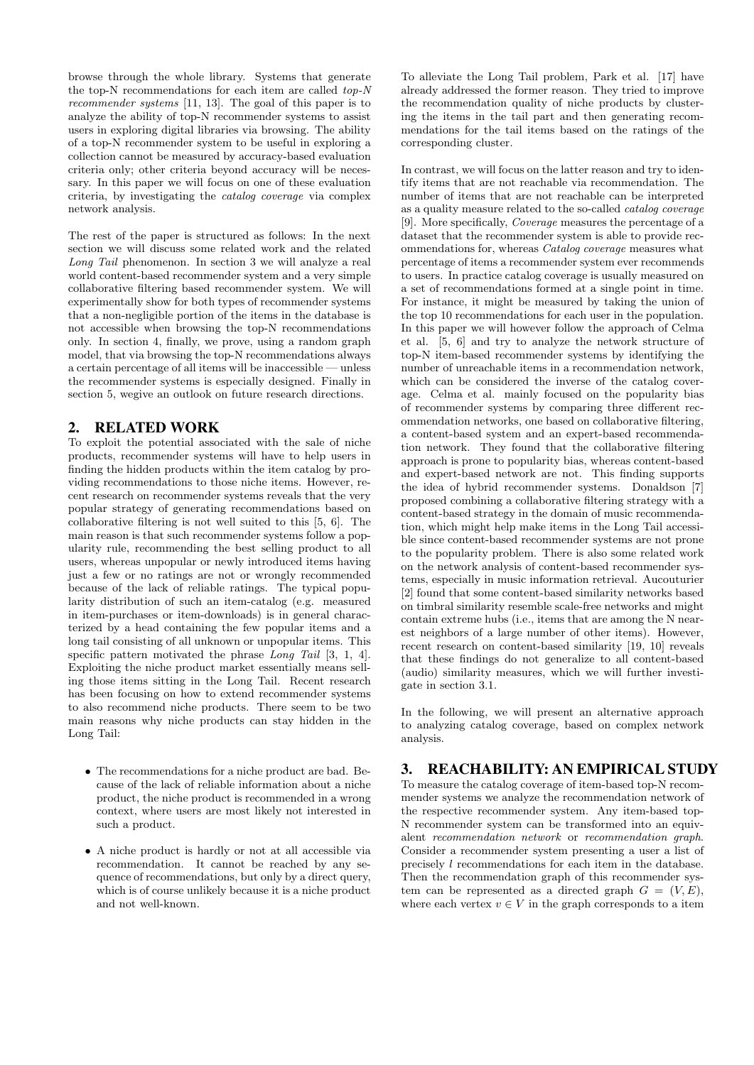browse through the whole library. Systems that generate the top-N recommendations for each item are called *top-N recommender systems* [11, 13]. The goal of this paper is to analyze the ability of top-N recommender systems to assist users in exploring digital libraries via browsing. The ability of a top-N recommender system to be useful in exploring a collection cannot be measured by accuracy-based evaluation criteria only; other criteria beyond accuracy will be necessary. In this paper we will focus on one of these evaluation criteria, by investigating the *catalog coverage* via complex network analysis.

The rest of the paper is structured as follows: In the next section we will discuss some related work and the related *Long Tail* phenomenon. In section 3 we will analyze a real world content-based recommender system and a very simple collaborative filtering based recommender system. We will experimentally show for both types of recommender systems that a non-negligible portion of the items in the database is not accessible when browsing the top-N recommendations only. In section 4, finally, we prove, using a random graph model, that via browsing the top-N recommendations always a certain percentage of all items will be inaccessible — unless the recommender systems is especially designed. Finally in section 5, wegive an outlook on future research directions.

## 2. RELATED WORK

To exploit the potential associated with the sale of niche products, recommender systems will have to help users in finding the hidden products within the item catalog by providing recommendations to those niche items. However, recent research on recommender systems reveals that the very popular strategy of generating recommendations based on collaborative filtering is not well suited to this [5, 6]. The main reason is that such recommender systems follow a popularity rule, recommending the best selling product to all users, whereas unpopular or newly introduced items having just a few or no ratings are not or wrongly recommended because of the lack of reliable ratings. The typical popularity distribution of such an item-catalog (e.g. measured in item-purchases or item-downloads) is in general characterized by a head containing the few popular items and a long tail consisting of all unknown or unpopular items. This specific pattern motivated the phrase *Long Tail* [3, 1, 4]. Exploiting the niche product market essentially means selling those items sitting in the Long Tail. Recent research has been focusing on how to extend recommender systems to also recommend niche products. There seem to be two main reasons why niche products can stay hidden in the Long Tail:

- The recommendations for a niche product are bad. Because of the lack of reliable information about a niche product, the niche product is recommended in a wrong context, where users are most likely not interested in such a product.
- A niche product is hardly or not at all accessible via recommendation. It cannot be reached by any sequence of recommendations, but only by a direct query, which is of course unlikely because it is a niche product and not well-known.

To alleviate the Long Tail problem, Park et al. [17] have already addressed the former reason. They tried to improve the recommendation quality of niche products by clustering the items in the tail part and then generating recommendations for the tail items based on the ratings of the corresponding cluster.

In contrast, we will focus on the latter reason and try to identify items that are not reachable via recommendation. The number of items that are not reachable can be interpreted as a quality measure related to the so-called *catalog coverage* [9]. More specifically, *Coverage* measures the percentage of a dataset that the recommender system is able to provide recommendations for, whereas *Catalog coverage* measures what percentage of items a recommender system ever recommends to users. In practice catalog coverage is usually measured on a set of recommendations formed at a single point in time. For instance, it might be measured by taking the union of the top 10 recommendations for each user in the population. In this paper we will however follow the approach of Celma et al. [5, 6] and try to analyze the network structure of top-N item-based recommender systems by identifying the number of unreachable items in a recommendation network, which can be considered the inverse of the catalog coverage. Celma et al. mainly focused on the popularity bias of recommender systems by comparing three different recommendation networks, one based on collaborative filtering, a content-based system and an expert-based recommendation network. They found that the collaborative filtering approach is prone to popularity bias, whereas content-based and expert-based network are not. This finding supports the idea of hybrid recommender systems. Donaldson [7] proposed combining a collaborative filtering strategy with a content-based strategy in the domain of music recommendation, which might help make items in the Long Tail accessible since content-based recommender systems are not prone to the popularity problem. There is also some related work on the network analysis of content-based recommender systems, especially in music information retrieval. Aucouturier [2] found that some content-based similarity networks based on timbral similarity resemble scale-free networks and might contain extreme hubs (i.e., items that are among the N nearest neighbors of a large number of other items). However, recent research on content-based similarity [19, 10] reveals that these findings do not generalize to all content-based (audio) similarity measures, which we will further investigate in section 3.1.

In the following, we will present an alternative approach to analyzing catalog coverage, based on complex network analysis.

## 3. REACHABILITY: AN EMPIRICAL STUDY

To measure the catalog coverage of item-based top-N recommender systems we analyze the recommendation network of the respective recommender system. Any item-based top-N recommender system can be transformed into an equivalent *recommendation network* or *recommendation graph*. Consider a recommender system presenting a user a list of precisely $l$ recommendations for each item in the database. Then the recommendation graph of this recommender system can be represented as a directed graph $G = (V, E)$, where each vertex $v \in V$ in the graph corresponds to a item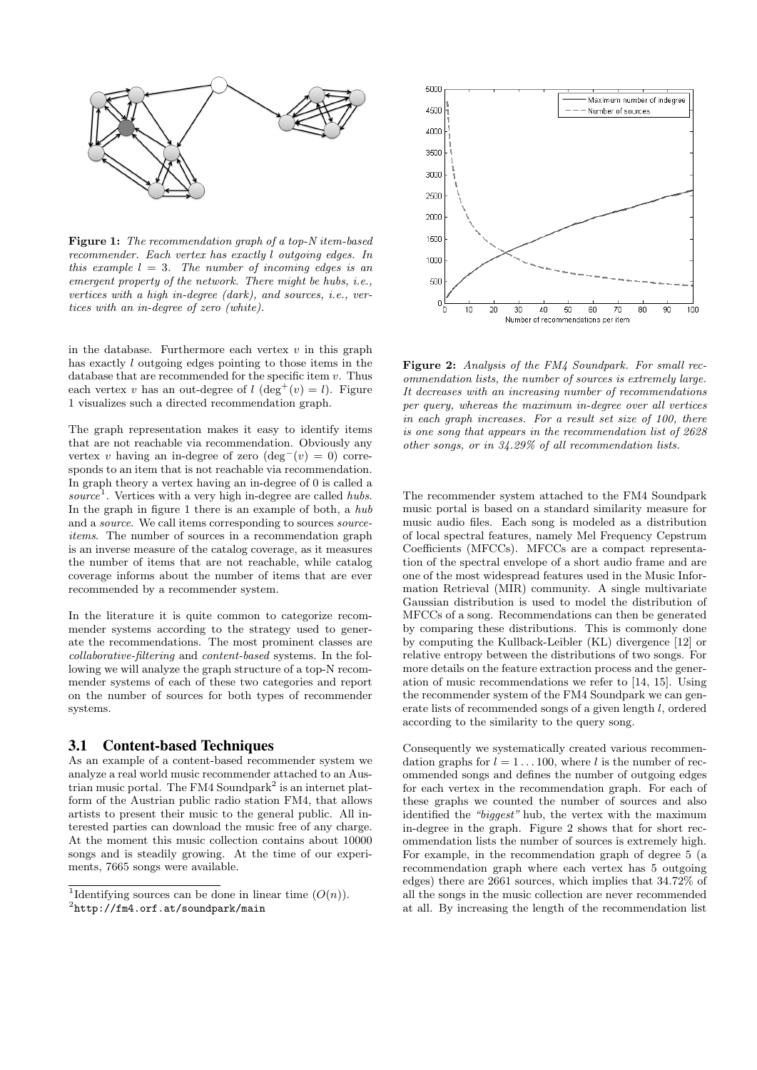**Figure 1:** *The recommendation graph of a top-N item-based recommender. Each vertex has exactly $l$ outgoing edges. In this example $l = 3$. The number of incoming edges is an emergent property of the network. There might be hubs, i.e., vertices with a high in-degree (dark), and sources, i.e., vertices with an in-degree of zero (white).*

in the database. Furthermore each vertex $v$ in this graph has exactly $l$ outgoing edges pointing to those items in the database that are recommended for the specific item $v$. Thus each vertex $v$ has an out-degree of $l$ ($\deg^+(v) = l$). Figure 1 visualizes such a directed recommendation graph.

The graph representation makes it easy to identify items that are not reachable via recommendation. Obviously any vertex $v$ having an in-degree of zero ($\deg^-(v) = 0$) corresponds to an item that is not reachable via recommendation. In graph theory a vertex having an in-degree of 0 is called a *source*[1]. Vertices with a very high in-degree are called *hubs*. In the graph in figure 1 there is an example of both, a *hub* and a *source*. We call items corresponding to sources *source-items*. The number of sources in a recommendation graph is an inverse measure of the catalog coverage, as it measures the number of items that are not reachable, while catalog coverage informs about the number of items that are ever recommended by a recommender system.

In the literature it is quite common to categorize recommender systems according to the strategy used to generate the recommendations. The most prominent classes are *collaborative-filtering* and *content-based* systems. In the following we will analyze the graph structure of a top-N recommender systems of each of these two categories and report on the number of sources for both types of recommender systems.

### 3.1 Content-based Techniques

As an example of a content-based recommender system we analyze a real world music recommender attached to an Austrian music portal. The FM4 Soundpark[2] is an internet platform of the Austrian public radio station FM4, that allows artists to present their music to the general public. All interested parties can download the music free of any charge. At the moment this music collection contains about 10000 songs and is steadily growing. At the time of our experiments, 7665 songs were available.

[1] Identifying sources can be done in linear time ($O(n)$).

[2] http://fm4.orf.at/soundpark/main

**Figure 2:** *Analysis of the FM4 Soundpark. For small recommendation lists, the number of sources is extremely large. It decreases with an increasing number of recommendations per query, whereas the maximum in-degree over all vertices in each graph increases. For a result set size of 100, there is one song that appears in the recommendation list of 2628 other songs, or in 34.29% of all recommendation lists.*

The recommender system attached to the FM4 Soundpark music portal is based on a standard similarity measure for music audio files. Each song is modeled as a distribution of local spectral features, namely Mel Frequency Cepstrum Coefficients (MFCCs). MFCCs are a compact representation of the spectral envelope of a short audio frame and are one of the most widespread features used in the Music Information Retrieval (MIR) community. A single multivariate Gaussian distribution is used to model the distribution of MFCCs of a song. Recommendations can then be generated by comparing these distributions. This is commonly done by computing the Kullback-Leibler (KL) divergence [12] or relative entropy between the distributions of two songs. For more details on the feature extraction process and the generation of music recommendations we refer to [14, 15]. Using the recommender system of the FM4 Soundpark we can generate lists of recommended songs of a given length $l$, ordered according to the similarity to the query song.

Consequently we systematically created various recommendation graphs for $l = 1 \dots 100$, where $l$ is the number of recommended songs and defines the number of outgoing edges for each vertex in the recommendation graph. For each of these graphs we counted the number of sources and also identified the *"biggest"* hub, the vertex with the maximum in-degree in the graph. Figure 2 shows that for short recommendation lists the number of sources is extremely high. For example, in the recommendation graph of degree 5 (a recommendation graph where each vertex has 5 outgoing edges) there are 2661 sources, which implies that 34.72% of all the songs in the music collection are never recommended at all. By increasing the length of the recommendation list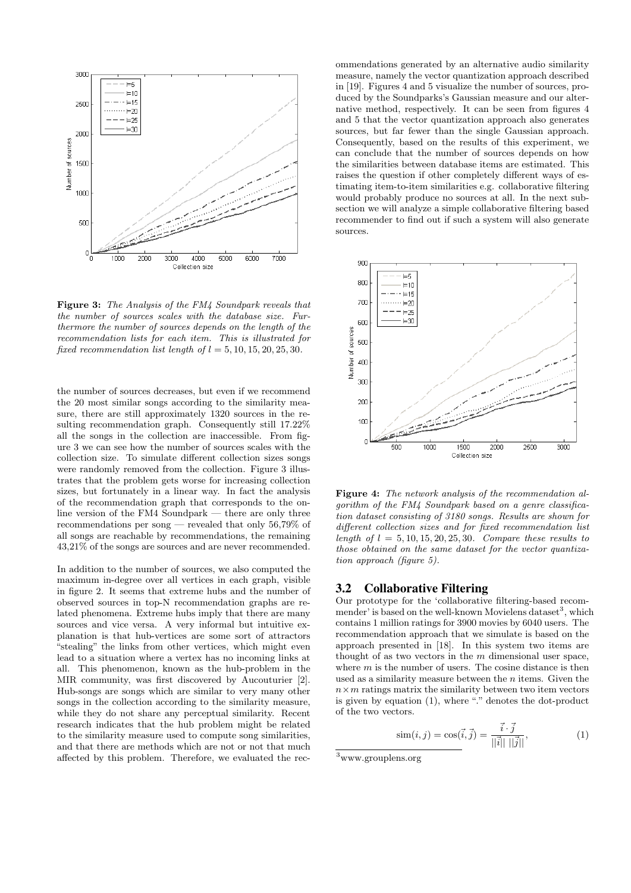**Figure 3:** *The Analysis of the FM4 Soundpark reveals that the number of sources scales with the database size. Furthermore the number of sources depends on the length of the recommendation lists for each item. This is illustrated for fixed recommendation list length of $l = 5, 10, 15, 20, 25, 30$.*

the number of sources decreases, but even if we recommend the 20 most similar songs according to the similarity measure, there are still approximately 1320 sources in the resulting recommendation graph. Consequently still 17.22% all the songs in the collection are inaccessible. From figure 3 we can see how the number of sources scales with the collection size. To simulate different collection sizes songs were randomly removed from the collection. Figure 3 illustrates that the problem gets worse for increasing collection sizes, but fortunately in a linear way. In fact the analysis of the recommendation graph that corresponds to the online version of the FM4 Soundpark — there are only three recommendations per song — revealed that only 56,79% of all songs are reachable by recommendations, the remaining 43,21% of the songs are sources and are never recommended.

In addition to the number of sources, we also computed the maximum in-degree over all vertices in each graph, visible in figure 2. It seems that extreme hubs and the number of observed sources in top-N recommendation graphs are related phenomena. Extreme hubs imply that there are many sources and vice versa. A very informal but intuitive explanation is that hub-vertices are some sort of attractors "stealing" the links from other vertices, which might even lead to a situation where a vertex has no incoming links at all. This phenomenon, known as the hub-problem in the MIR community, was first discovered by Aucouturier [2]. Hub-songs are songs which are similar to very many other songs in the collection according to the similarity measure, while they do not share any perceptual similarity. Recent research indicates that the hub problem might be related to the similarity measure used to compute song similarities, and that there are methods which are not or not that much affected by this problem. Therefore, we evaluated the recommendations generated by an alternative audio similarity measure, namely the vector quantization approach described in [19]. Figures 4 and 5 visualize the number of sources, produced by the Soundparks's Gaussian measure and our alternative method, respectively. It can be seen from figures 4 and 5 that the vector quantization approach also generates sources, but far fewer than the single Gaussian approach. Consequently, based on the results of this experiment, we can conclude that the number of sources depends on how the similarities between database items are estimated. This raises the question if other completely different ways of estimating item-to-item similarities e.g. collaborative filtering would probably produce no sources at all. In the next subsection we will analyze a simple collaborative filtering based recommender to find out if such a system will also generate sources.

**Figure 4:** *The network analysis of the recommendation algorithm of the FM4 Soundpark based on a genre classification dataset consisting of 3180 songs. Results are shown for different collection sizes and for fixed recommendation list length of $l = 5, 10, 15, 20, 25, 30$. Compare these results to those obtained on the same dataset for the vector quantization approach (figure 5).*

## 3.2 Collaborative Filtering

Our prototype for the 'collaborative filtering-based recommender' is based on the well-known Movielens dataset[3], which contains 1 million ratings for 3900 movies by 6040 users. The recommendation approach that we simulate is based on the approach presented in [18]. In this system two items are thought of as two vectors in the $m$ dimensional user space, where $m$ is the number of users. The cosine distance is then used as a similarity measure between the $n$ items. Given the $n \times m$ ratings matrix the similarity between two item vectors is given by equation (1), where "." denotes the dot-product of the two vectors.

$$\mathrm{sim}(i, j) = \cos(\vec{i}, \vec{j}) = \frac{\vec{i} \cdot \vec{j}}{||\vec{i}|| \; ||\vec{j}||}, \tag{1}$$

[3] www.grouplens.org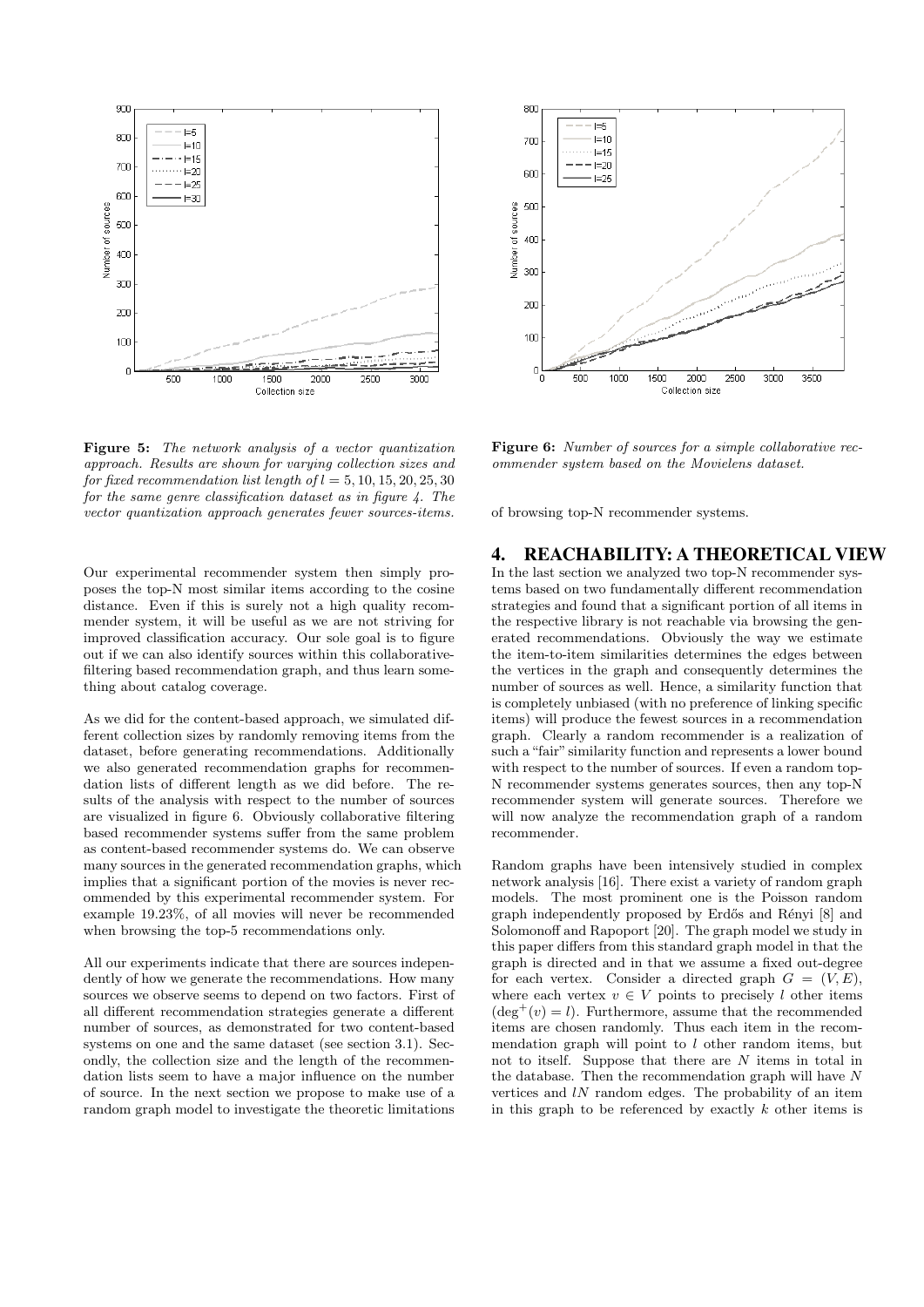**Figure 5:** *The network analysis of a vector quantization approach. Results are shown for varying collection sizes and for fixed recommendation list length of $l = 5, 10, 15, 20, 25, 30$ for the same genre classification dataset as in figure 4. The vector quantization approach generates fewer sources-items.*

**Figure 6:** *Number of sources for a simple collaborative recommender system based on the Movielens dataset.*

Our experimental recommender system then simply proposes the top-N most similar items according to the cosine distance. Even if this is surely not a high quality recommender system, it will be useful as we are not striving for improved classification accuracy. Our sole goal is to figure out if we can also identify sources within this collaborative-filtering based recommendation graph, and thus learn something about catalog coverage.

As we did for the content-based approach, we simulated different collection sizes by randomly removing items from the dataset, before generating recommendations. Additionally we also generated recommendation graphs for recommendation lists of different length as we did before. The results of the analysis with respect to the number of sources are visualized in figure 6. Obviously collaborative filtering based recommender systems suffer from the same problem as content-based recommender systems do. We can observe many sources in the generated recommendation graphs, which implies that a significant portion of the movies is never recommended by this experimental recommender system. For example 19.23%, of all movies will never be recommended when browsing the top-5 recommendations only.

All our experiments indicate that there are sources independently of how we generate the recommendations. How many sources we observe seems to depend on two factors. First of all different recommendation strategies generate a different number of sources, as demonstrated for two content-based systems on one and the same dataset (see section 3.1). Secondly, the collection size and the length of the recommendation lists seem to have a major influence on the number of source. In the next section we propose to make use of a random graph model to investigate the theoretic limitations of browsing top-N recommender systems.

## 4. REACHABILITY: A THEORETICAL VIEW

In the last section we analyzed two top-N recommender systems based on two fundamentally different recommendation strategies and found that a significant portion of all items in the respective library is not reachable via browsing the generated recommendations. Obviously the way we estimate the item-to-item similarities determines the edges between the vertices in the graph and consequently determines the number of sources as well. Hence, a similarity function that is completely unbiased (with no preference of linking specific items) will produce the fewest sources in a recommendation graph. Clearly a random recommender is a realization of such a "fair" similarity function and represents a lower bound with respect to the number of sources. If even a random top-N recommender systems generates sources, then any top-N recommender system will generate sources. Therefore we will now analyze the recommendation graph of a random recommender.

Random graphs have been intensively studied in complex network analysis [16]. There exist a variety of random graph models. The most prominent one is the Poisson random graph independently proposed by Erdős and Rényi [8] and Solomonoff and Rapoport [20]. The graph model we study in this paper differs from this standard graph model in that the graph is directed and in that we assume a fixed out-degree for each vertex. Consider a directed graph $G = (V, E)$, where each vertex $v \in V$ points to precisely $l$ other items ($\deg^+(v) = l$). Furthermore, assume that the recommended items are chosen randomly. Thus each item in the recommendation graph will point to $l$ other random items, but not to itself. Suppose that there are $N$ items in total in the database. Then the recommendation graph will have $N$ vertices and $lN$ random edges. The probability of an item in this graph to be referenced by exactly $k$ other items is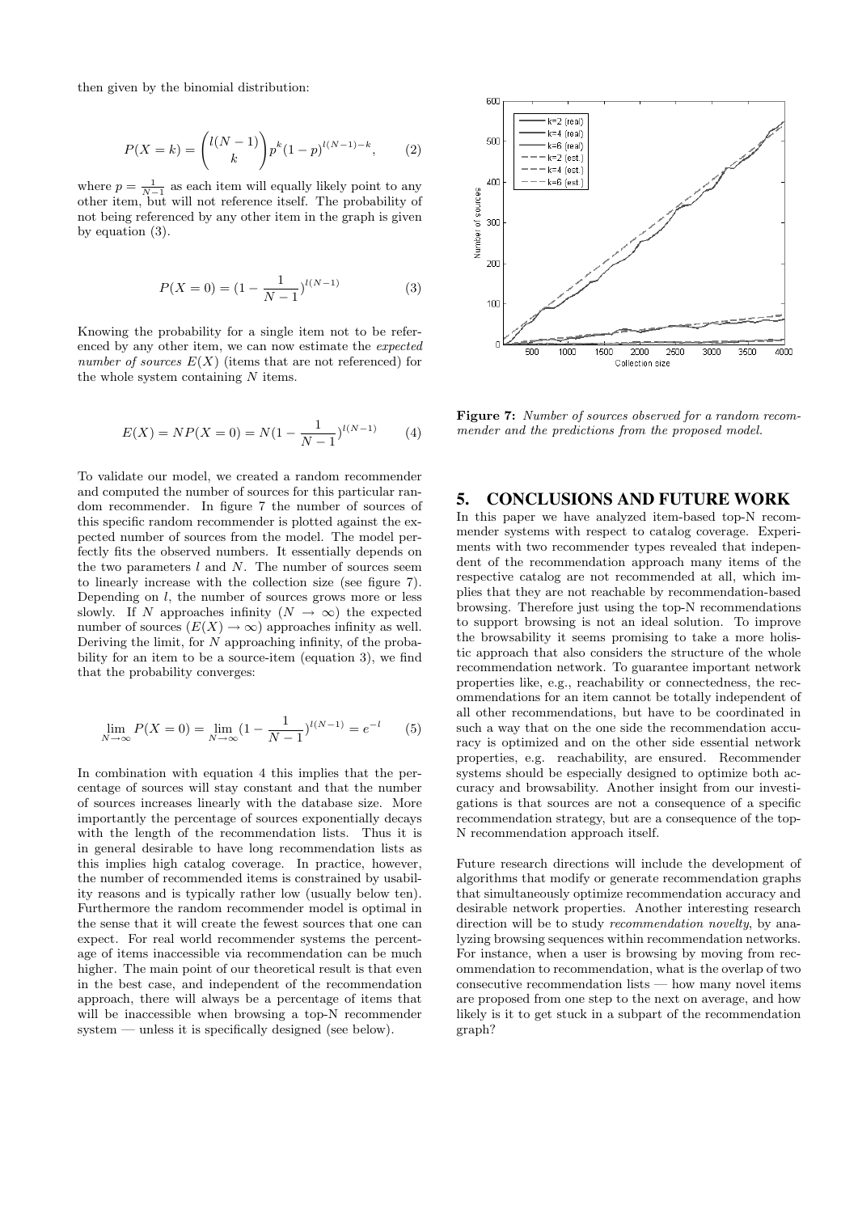then given by the binomial distribution:

$$P(X = k) = \binom{l(N-1)}{k} p^k (1-p)^{l(N-1)-k}, \qquad (2)$$

where $p = \frac{1}{N-1}$ as each item will equally likely point to any other item, but will not reference itself. The probability of not being referenced by any other item in the graph is given by equation (3).

$$P(X = 0) = (1 - \frac{1}{N-1})^{l(N-1)} \qquad (3)$$

Knowing the probability for a single item not to be referenced by any other item, we can now estimate the *expected number of sources* $E(X)$ (items that are not referenced) for the whole system containing $N$ items.

$$E(X) = NP(X = 0) = N(1 - \frac{1}{N-1})^{l(N-1)} \qquad (4)$$

To validate our model, we created a random recommender and computed the number of sources for this particular random recommender. In figure 7 the number of sources of this specific random recommender is plotted against the expected number of sources from the model. The model perfectly fits the observed numbers. It essentially depends on the two parameters $l$ and $N$. The number of sources seem to linearly increase with the collection size (see figure 7). Depending on $l$, the number of sources grows more or less slowly. If $N$ approaches infinity ($N \to \infty$) the expected number of sources ($E(X) \to \infty$) approaches infinity as well. Deriving the limit, for $N$ approaching infinity, of the probability for an item to be a source-item (equation 3), we find that the probability converges:

$$\lim_{N\to\infty} P(X = 0) = \lim_{N\to\infty} (1 - \frac{1}{N-1})^{l(N-1)} = e^{-l} \qquad (5)$$

In combination with equation 4 this implies that the percentage of sources will stay constant and that the number of sources increases linearly with the database size. More importantly the percentage of sources exponentially decays with the length of the recommendation lists. Thus it is in general desirable to have long recommendation lists as this implies high catalog coverage. In practice, however, the number of recommended items is constrained by usability reasons and is typically rather low (usually below ten). Furthermore the random recommender model is optimal in the sense that it will create the fewest sources that one can expect. For real world recommender systems the percentage of items inaccessible via recommendation can be much higher. The main point of our theoretical result is that even in the best case, and independent of the recommendation approach, there will always be a percentage of items that will be inaccessible when browsing a top-N recommender system — unless it is specifically designed (see below).

**Figure 7:** *Number of sources observed for a random recommender and the predictions from the proposed model.*

## 5. CONCLUSIONS AND FUTURE WORK

In this paper we have analyzed item-based top-N recommender systems with respect to catalog coverage. Experiments with two recommender types revealed that independent of the recommendation approach many items of the respective catalog are not recommended at all, which implies that they are not reachable by recommendation-based browsing. Therefore just using the top-N recommendations to support browsing is not an ideal solution. To improve the browsability it seems promising to take a more holistic approach that also considers the structure of the whole recommendation network. To guarantee important network properties like, e.g., reachability or connectedness, the recommendations for an item cannot be totally independent of all other recommendations, but have to be coordinated in such a way that on the one side the recommendation accuracy is optimized and on the other side essential network properties, e.g. reachability, are ensured. Recommender systems should be especially designed to optimize both accuracy and browsability. Another insight from our investigations is that sources are not a consequence of a specific recommendation strategy, but are a consequence of the top-N recommendation approach itself.

Future research directions will include the development of algorithms that modify or generate recommendation graphs that simultaneously optimize recommendation accuracy and desirable network properties. Another interesting research direction will be to study *recommendation novelty*, by analyzing browsing sequences within recommendation networks. For instance, when a user is browsing by moving from recommendation to recommendation, what is the overlap of two consecutive recommendation lists — how many novel items are proposed from one step to the next on average, and how likely is it to get stuck in a subpart of the recommendation graph?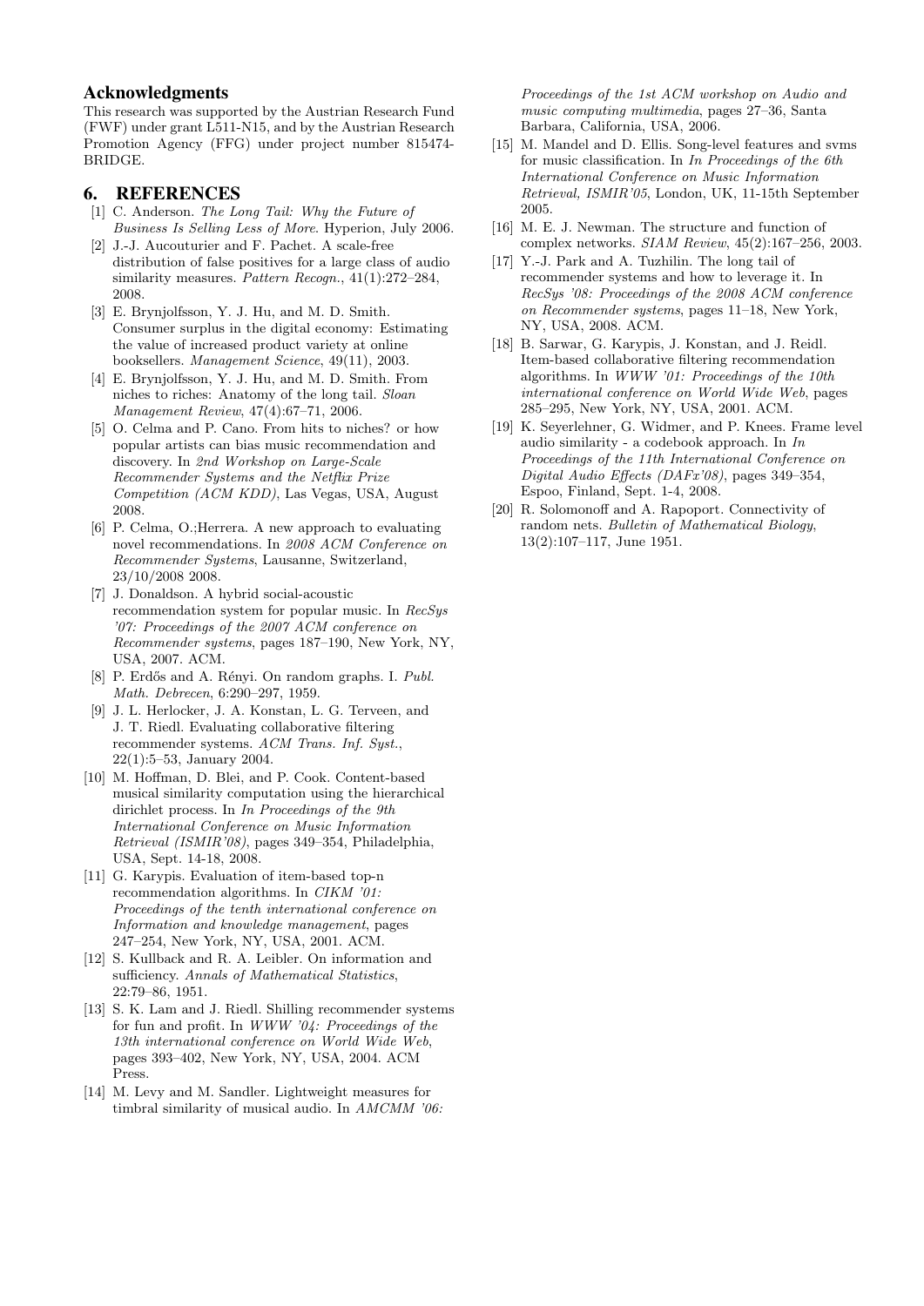## Acknowledgments

This research was supported by the Austrian Research Fund (FWF) under grant L511-N15, and by the Austrian Research Promotion Agency (FFG) under project number 815474-BRIDGE.

# 6. REFERENCES

[1] C. Anderson. *The Long Tail: Why the Future of Business Is Selling Less of More*. Hyperion, July 2006.

[2] J.-J. Aucouturier and F. Pachet. A scale-free distribution of false positives for a large class of audio similarity measures. *Pattern Recogn.*, 41(1):272–284, 2008.

[3] E. Brynjolfsson, Y. J. Hu, and M. D. Smith. Consumer surplus in the digital economy: Estimating the value of increased product variety at online booksellers. *Management Science*, 49(11), 2003.

[4] E. Brynjolfsson, Y. J. Hu, and M. D. Smith. From niches to riches: Anatomy of the long tail. *Sloan Management Review*, 47(4):67–71, 2006.

[5] O. Celma and P. Cano. From hits to niches? or how popular artists can bias music recommendation and discovery. In *2nd Workshop on Large-Scale Recommender Systems and the Netflix Prize Competition (ACM KDD)*, Las Vegas, USA, August 2008.

[6] P. Celma, O.;Herrera. A new approach to evaluating novel recommendations. In *2008 ACM Conference on Recommender Systems*, Lausanne, Switzerland, 23/10/2008 2008.

[7] J. Donaldson. A hybrid social-acoustic recommendation system for popular music. In *RecSys '07: Proceedings of the 2007 ACM conference on Recommender systems*, pages 187–190, New York, NY, USA, 2007. ACM.

[8] P. Erdős and A. Rényi. On random graphs. I. *Publ. Math. Debrecen*, 6:290–297, 1959.

[9] J. L. Herlocker, J. A. Konstan, L. G. Terveen, and J. T. Riedl. Evaluating collaborative filtering recommender systems. *ACM Trans. Inf. Syst.*, 22(1):5–53, January 2004.

[10] M. Hoffman, D. Blei, and P. Cook. Content-based musical similarity computation using the hierarchical dirichlet process. In *In Proceedings of the 9th International Conference on Music Information Retrieval (ISMIR'08)*, pages 349–354, Philadelphia, USA, Sept. 14-18, 2008.

[11] G. Karypis. Evaluation of item-based top-n recommendation algorithms. In *CIKM '01: Proceedings of the tenth international conference on Information and knowledge management*, pages 247–254, New York, NY, USA, 2001. ACM.

[12] S. Kullback and R. A. Leibler. On information and sufficiency. *Annals of Mathematical Statistics*, 22:79–86, 1951.

[13] S. K. Lam and J. Riedl. Shilling recommender systems for fun and profit. In *WWW '04: Proceedings of the 13th international conference on World Wide Web*, pages 393–402, New York, NY, USA, 2004. ACM Press.

[14] M. Levy and M. Sandler. Lightweight measures for timbral similarity of musical audio. In *AMCMM '06: Proceedings of the 1st ACM workshop on Audio and music computing multimedia*, pages 27–36, Santa Barbara, California, USA, 2006.

[15] M. Mandel and D. Ellis. Song-level features and svms for music classification. In *In Proceedings of the 6th International Conference on Music Information Retrieval, ISMIR'05*, London, UK, 11-15th September 2005.

[16] M. E. J. Newman. The structure and function of complex networks. *SIAM Review*, 45(2):167–256, 2003.

[17] Y.-J. Park and A. Tuzhilin. The long tail of recommender systems and how to leverage it. In *RecSys '08: Proceedings of the 2008 ACM conference on Recommender systems*, pages 11–18, New York, NY, USA, 2008. ACM.

[18] B. Sarwar, G. Karypis, J. Konstan, and J. Reidl. Item-based collaborative filtering recommendation algorithms. In *WWW '01: Proceedings of the 10th international conference on World Wide Web*, pages 285–295, New York, NY, USA, 2001. ACM.

[19] K. Seyerlehner, G. Widmer, and P. Knees. Frame level audio similarity - a codebook approach. In *In Proceedings of the 11th International Conference on Digital Audio Effects (DAFx'08)*, pages 349–354, Espoo, Finland, Sept. 1-4, 2008.

[20] R. Solomonoff and A. Rapoport. Connectivity of random nets. *Bulletin of Mathematical Biology*, 13(2):107–117, June 1951.